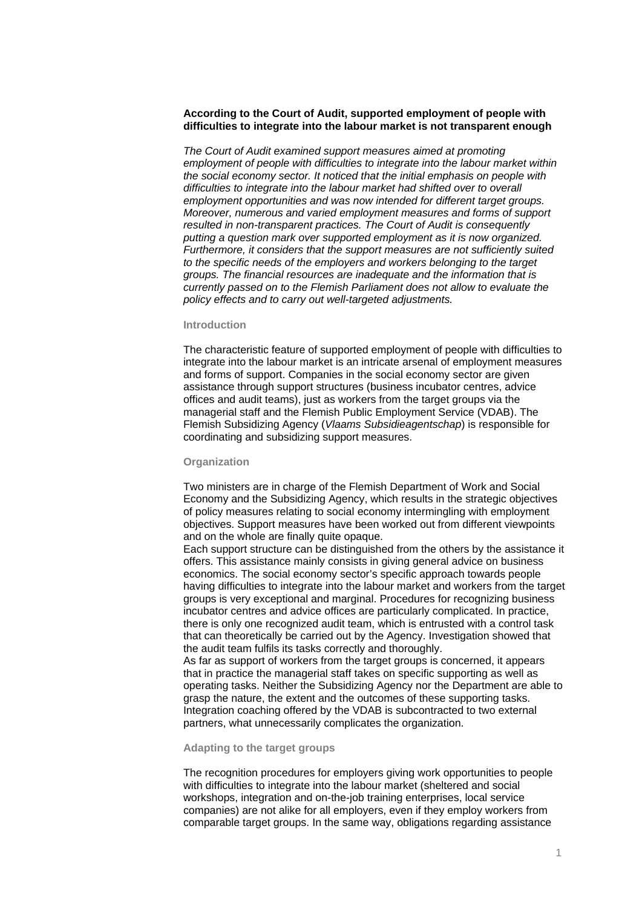**According to the Court of Audit, supported employment of people with difficulties to integrate into the labour market is not transparent enough**

*The Court of Audit examined support measures aimed at promoting employment of people with difficulties to integrate into the labour market within the social economy sector. It noticed that the initial emphasis on people with difficulties to integrate into the labour market had shifted over to overall employment opportunities and was now intended for different target groups. Moreover, numerous and varied employment measures and forms of support resulted in non-transparent practices. The Court of Audit is consequently putting a question mark over supported employment as it is now organized. Furthermore, it considers that the support measures are not sufficiently suited to the specific needs of the employers and workers belonging to the target groups. The financial resources are inadequate and the information that is currently passed on to the Flemish Parliament does not allow to evaluate the policy effects and to carry out well-targeted adjustments.*

## Introduction

The characteristic feature of supported employment of people with difficulties to integrate into the labour market is an intricate arsenal of employment measures and forms of support. Companies in the social economy sector are given assistance through support structures (business incubator centres, advice offices and audit teams), just as workers from the target groups via the managerial staff and the Flemish Public Employment Service (VDAB). The Flemish Subsidizing Agency (*Vlaams Subsidieagentschap*) is responsible for coordinating and subsidizing support measures.

## Organization

Two ministers are in charge of the Flemish Department of Work and Social Economy and the Subsidizing Agency, which results in the strategic objectives of policy measures relating to social economy intermingling with employment objectives. Support measures have been worked out from different viewpoints and on the whole are finally quite opaque.

Each support structure can be distinguished from the others by the assistance it offers. This assistance mainly consists in giving general advice on business economics. The social economy sector's specific approach towards people having difficulties to integrate into the labour market and workers from the target groups is very exceptional and marginal. Procedures for recognizing business incubator centres and advice offices are particularly complicated. In practice, there is only one recognized audit team, which is entrusted with a control task that can theoretically be carried out by the Agency. Investigation showed that the audit team fulfils its tasks correctly and thoroughly.

As far as support of workers from the target groups is concerned, it appears that in practice the managerial staff takes on specific supporting as well as operating tasks. Neither the Subsidizing Agency nor the Department are able to grasp the nature, the extent and the outcomes of these supporting tasks. Integration coaching offered by the VDAB is subcontracted to two external partners, what unnecessarily complicates the organization.

## Adapting to the target groups

The recognition procedures for employers giving work opportunities to people with difficulties to integrate into the labour market (sheltered and social workshops, integration and on-the-job training enterprises, local service companies) are not alike for all employers, even if they employ workers from comparable target groups. In the same way, obligations regarding assistance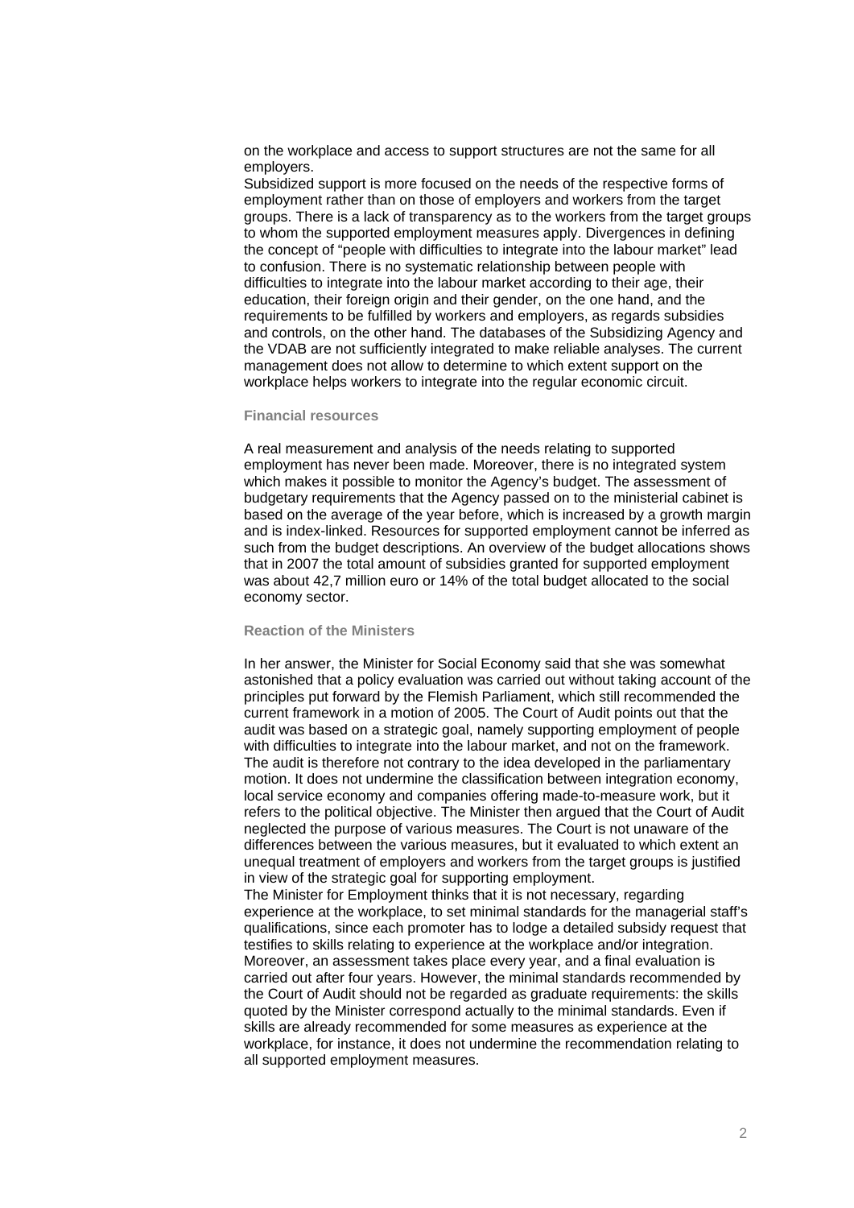on the workplace and access to support structures are not the same for all employers.

Subsidized support is more focused on the needs of the respective forms of employment rather than on those of employers and workers from the target groups. There is a lack of transparency as to the workers from the target groups to whom the supported employment measures apply. Divergences in defining the concept of "people with difficulties to integrate into the labour market" lead to confusion. There is no systematic relationship between people with difficulties to integrate into the labour market according to their age, their education, their foreign origin and their gender, on the one hand, and the requirements to be fulfilled by workers and employers, as regards subsidies and controls, on the other hand. The databases of the Subsidizing Agency and the VDAB are not sufficiently integrated to make reliable analyses. The current management does not allow to determine to which extent support on the workplace helps workers to integrate into the regular economic circuit.

### Financial resources

A real measurement and analysis of the needs relating to supported employment has never been made. Moreover, there is no integrated system which makes it possible to monitor the Agency's budget. The assessment of budgetary requirements that the Agency passed on to the ministerial cabinet is based on the average of the year before, which is increased by a growth margin and is index-linked. Resources for supported employment cannot be inferred as such from the budget descriptions. An overview of the budget allocations shows that in 2007 the total amount of subsidies granted for supported employment was about 42,7 million euro or 14% of the total budget allocated to the social economy sector.

### Reaction of the Ministers

In her answer, the Minister for Social Economy said that she was somewhat astonished that a policy evaluation was carried out without taking account of the principles put forward by the Flemish Parliament, which still recommended the current framework in a motion of 2005. The Court of Audit points out that the audit was based on a strategic goal, namely supporting employment of people with difficulties to integrate into the labour market, and not on the framework. The audit is therefore not contrary to the idea developed in the parliamentary motion. It does not undermine the classification between integration economy, local service economy and companies offering made-to-measure work, but it refers to the political objective. The Minister then argued that the Court of Audit neglected the purpose of various measures. The Court is not unaware of the differences between the various measures, but it evaluated to which extent an unequal treatment of employers and workers from the target groups is justified in view of the strategic goal for supporting employment.

The Minister for Employment thinks that it is not necessary, regarding experience at the workplace, to set minimal standards for the managerial staff's qualifications, since each promoter has to lodge a detailed subsidy request that testifies to skills relating to experience at the workplace and/or integration. Moreover, an assessment takes place every year, and a final evaluation is carried out after four years. However, the minimal standards recommended by the Court of Audit should not be regarded as graduate requirements: the skills quoted by the Minister correspond actually to the minimal standards. Even if skills are already recommended for some measures as experience at the workplace, for instance, it does not undermine the recommendation relating to all supported employment measures.